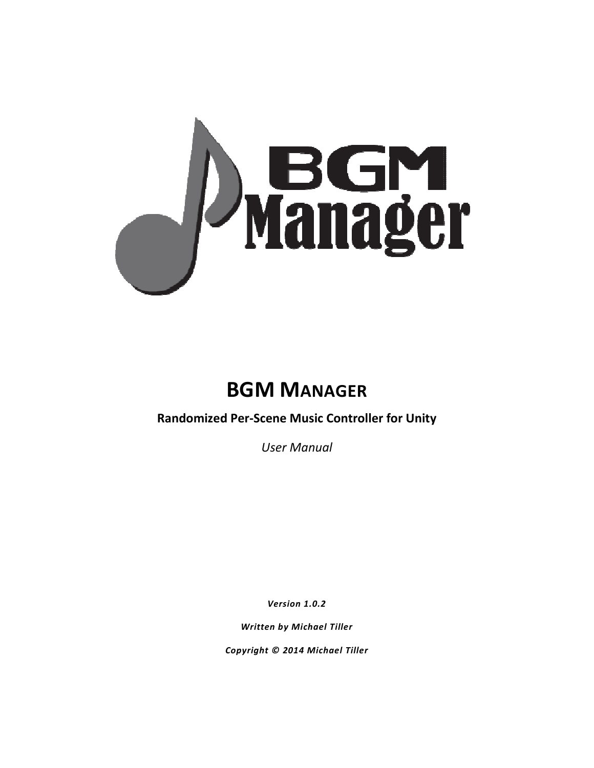# BGM Manager

**Randomized Per-Scene Music Controller for Unity**

*User Manual*

***Version 1.0.2***

***Written by Michael Tiller***

***Copyright © 2014 Michael Tiller***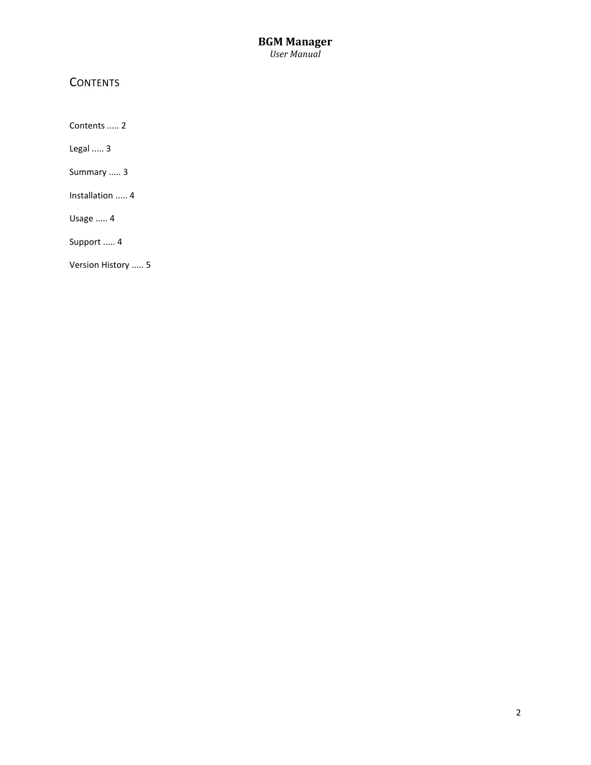## Contents

Contents ..... 2

Legal ..... 3

Summary ..... 3

Installation ..... 4

Usage ..... 4

Support ..... 4

Version History ..... 5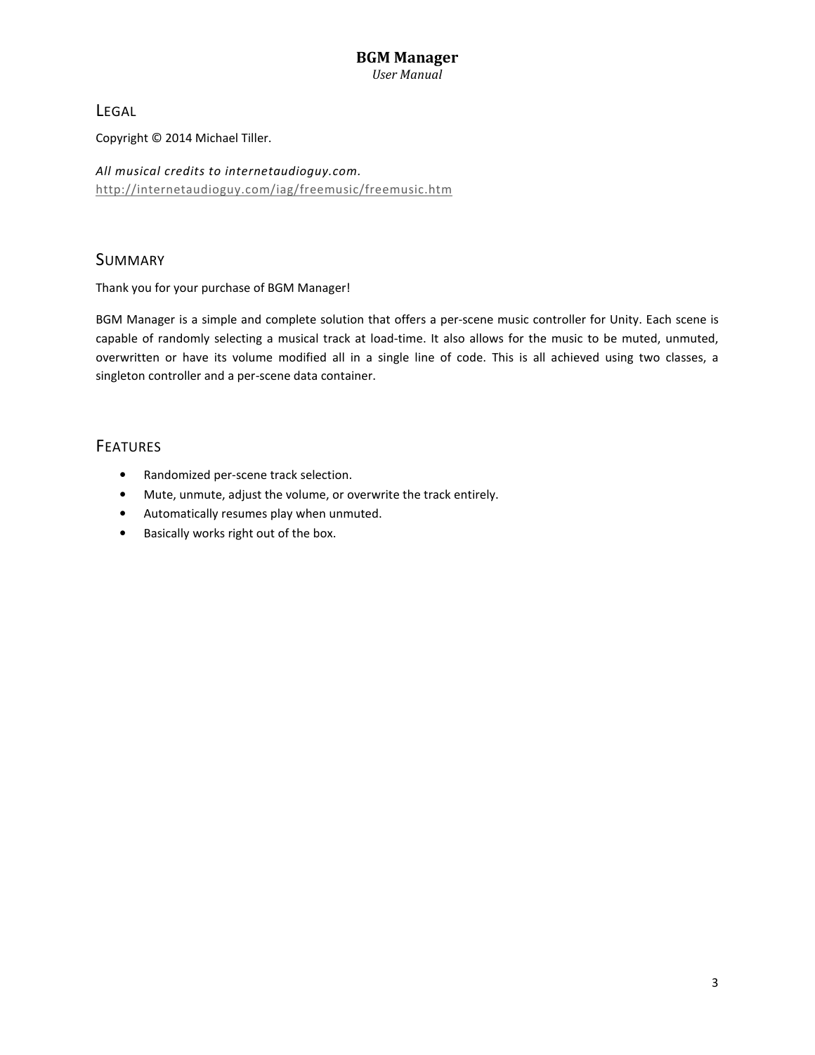## Legal

Copyright © 2014 Michael Tiller.

*All musical credits to internetaudioguy.com.*
http://internetaudioguy.com/iag/freemusic/freemusic.htm

## Summary

Thank you for your purchase of BGM Manager!

BGM Manager is a simple and complete solution that offers a per-scene music controller for Unity. Each scene is capable of randomly selecting a musical track at load-time. It also allows for the music to be muted, unmuted, overwritten or have its volume modified all in a single line of code. This is all achieved using two classes, a singleton controller and a per-scene data container.

## Features

- Randomized per-scene track selection.
- Mute, unmute, adjust the volume, or overwrite the track entirely.
- Automatically resumes play when unmuted.
- Basically works right out of the box.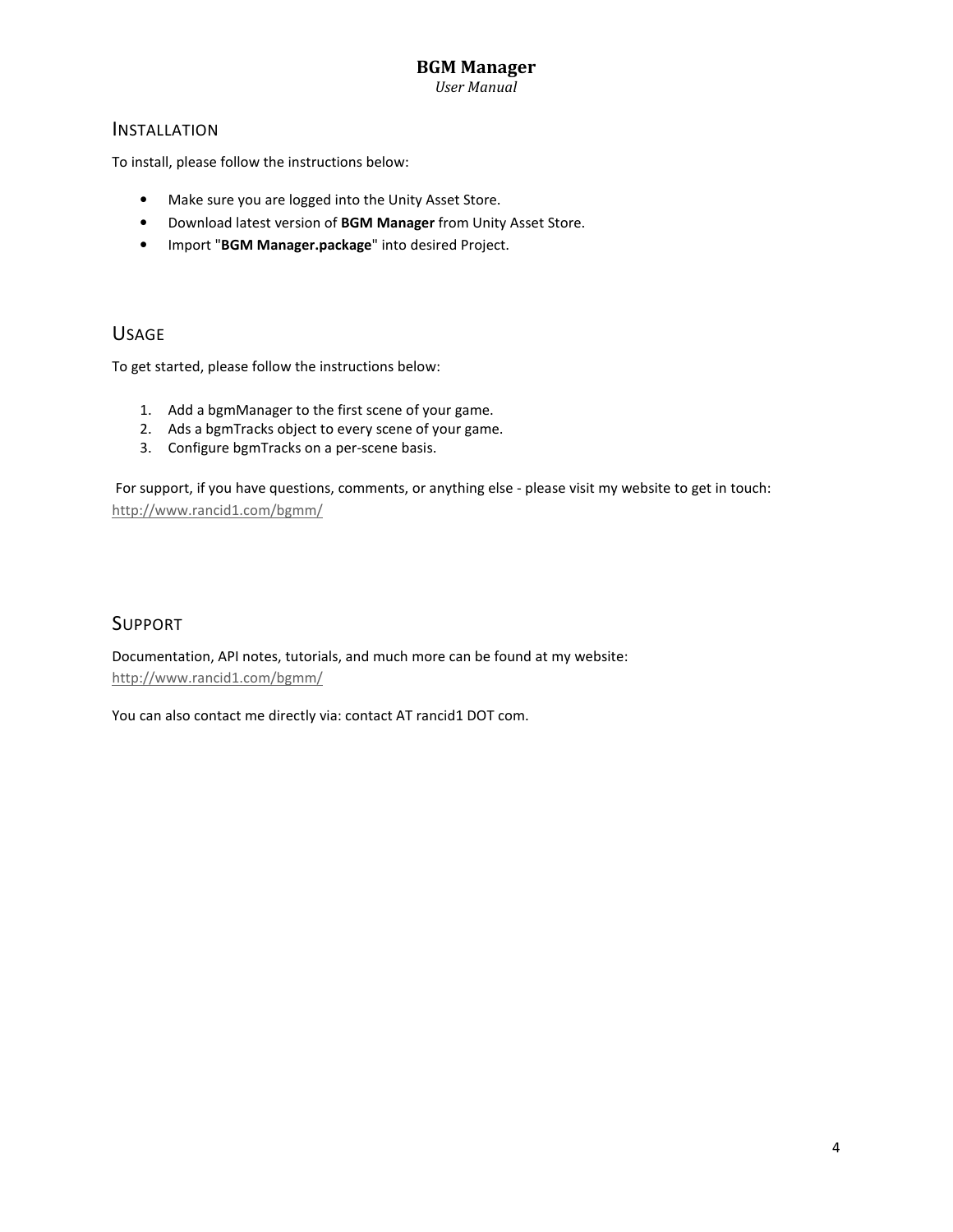# BGM Manager

*User Manual*

## Installation

To install, please follow the instructions below:

- Make sure you are logged into the Unity Asset Store.
- Download latest version of **BGM Manager** from Unity Asset Store.
- Import "**BGM Manager.package**" into desired Project.

## Usage

To get started, please follow the instructions below:

1. Add a bgmManager to the first scene of your game.
2. Ads a bgmTracks object to every scene of your game.
3. Configure bgmTracks on a per-scene basis.

For support, if you have questions, comments, or anything else - please visit my website to get in touch: http://www.rancid1.com/bgmm/

## Support

Documentation, API notes, tutorials, and much more can be found at my website: http://www.rancid1.com/bgmm/

You can also contact me directly via: contact AT rancid1 DOT com.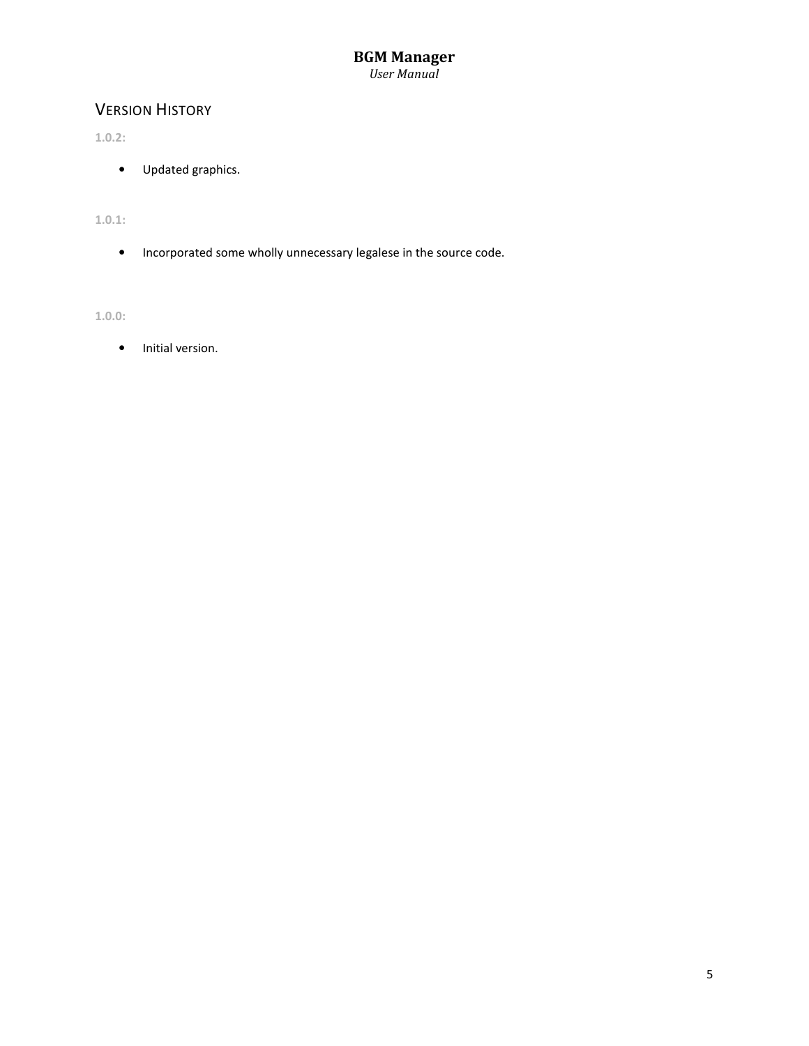## Version History

**1.0.2:**

- Updated graphics.

**1.0.1:**

- Incorporated some wholly unnecessary legalese in the source code.

**1.0.0:**

- Initial version.